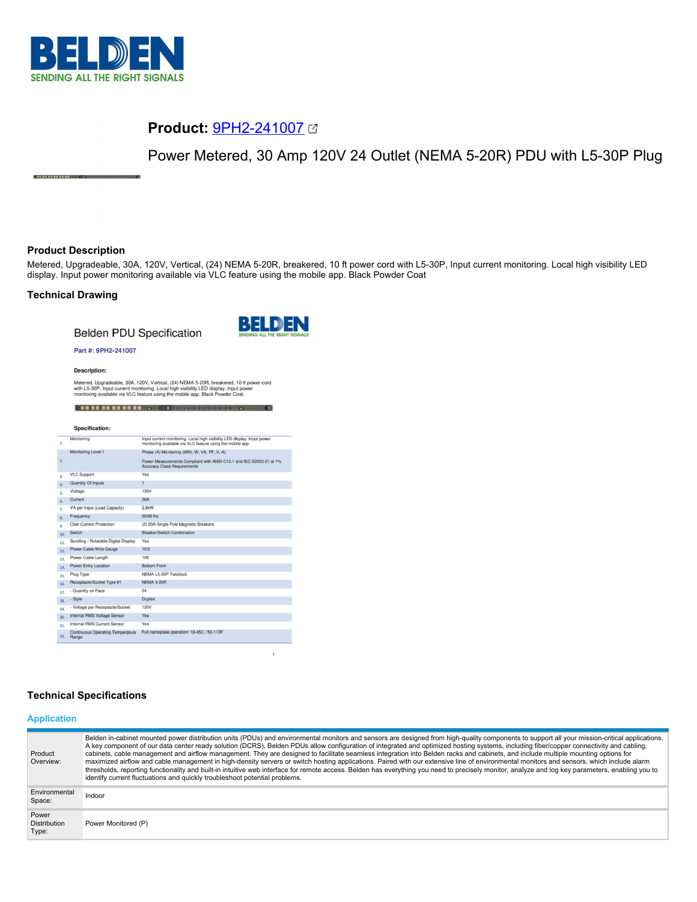**Product:** 9PH2-241007

Power Metered, 30 Amp 120V 24 Outlet (NEMA 5-20R) PDU with L5-30P Plug

## Product Description

Metered, Upgradeable, 30A, 120V, Vertical, (24) NEMA 5-20R, breakered, 10 ft power cord with L5-30P, Input current monitoring. Local high visibility LED display. Input power monitoring available via VLC feature using the mobile app. Black Powder Coat

## Technical Drawing

Belden PDU Specification

**Part #: 9PH2-241007**

**Description:**

Metered, Upgradeable, 30A, 120V, Vertical, (24) NEMA 5-20R, breakered, 10 ft power cord with L5-30P, Input current monitoring. Local high visibility LED display. Input power monitoring available via VLC feature using the mobile app. Black Powder Coat.

**Specification:**

| # | Specification | Value |
|---|---|---|
| 1. | Monitoring | Input current monitoring. Local high visibility LED display. Input power monitoring available via VLC feature using the mobile app. |
| 2. | Monitoring Level 1 | Phase (A) Monitoring (kWh, W, VA, PF, V, A) Power Measurements Compliant with ANSI C12.1 and IEC 62053-21 at 1% Accuracy Class Requirements |
| 3. | VLC Support | Yes |
| 4. | Quantity Of Inputs | 1 |
| 5. | Voltage | 120V |
| 6. | Current | 30A |
| 7. | VA per Input (Load Capacity) | 2.8kW |
| 8. | Frequency | 50/60 Hz |
| 9. | Over Current Protection | (2) 20A Single Pole Magnetic Breakers |
| 10. | Switch | Breaker/Switch Combination |
| 11. | Scrolling / Rotatable Digital Display | Yes |
| 12. | Power Cable Wire Gauge | 10/3 |
| 13. | Power Cable Length | 10ft |
| 14. | Power Entry Location | Bottom Front |
| 15. | Plug Type | NEMA L5-30P Twistlock |
| 16. | Receptacle/Socket Type #1 | NEMA 5-20R |
| 17. | - Quantity on Face | 24 |
| 18. | - Style | Duplex |
| 19. | - Voltage per Receptacle/Socket | 120V |
| 20. | Internal RMS Voltage Sensor | Yes |
| 21. | Internal RMS Current Sensor | Yes |
| 22. | Continuous Operating Temperature Range | Full nameplate operation: 10-45C / 50-113F |

## Technical Specifications

### Application

| | |
|---|---|
| Product Overview: | Belden in-cabinet mounted power distribution units (PDUs) and environmental monitors and sensors are designed from high-quality components to support all your mission-critical applications. A key component of our data center ready solution (DCRS), Belden PDUs allow configuration of integrated and optimized hosting systems, including fiber/copper connectivity and cabling, cabinets, cable management and airflow management. They are designed to facilitate seamless integration into Belden racks and cabinets, and include multiple mounting options for maximized airflow and cable management in high-density servers or switch hosting applications. Paired with our extensive line of environmental monitors and sensors, which include alarm thresholds, reporting functionality and built-in intuitive web interface for remote access. Belden has everything you need to precisely monitor, analyze and log key parameters, enabling you to identify current fluctuations and quickly troubleshoot potential problems. |
| Environmental Space: | Indoor |
| Power Distribution Type: | Power Monitored (P) |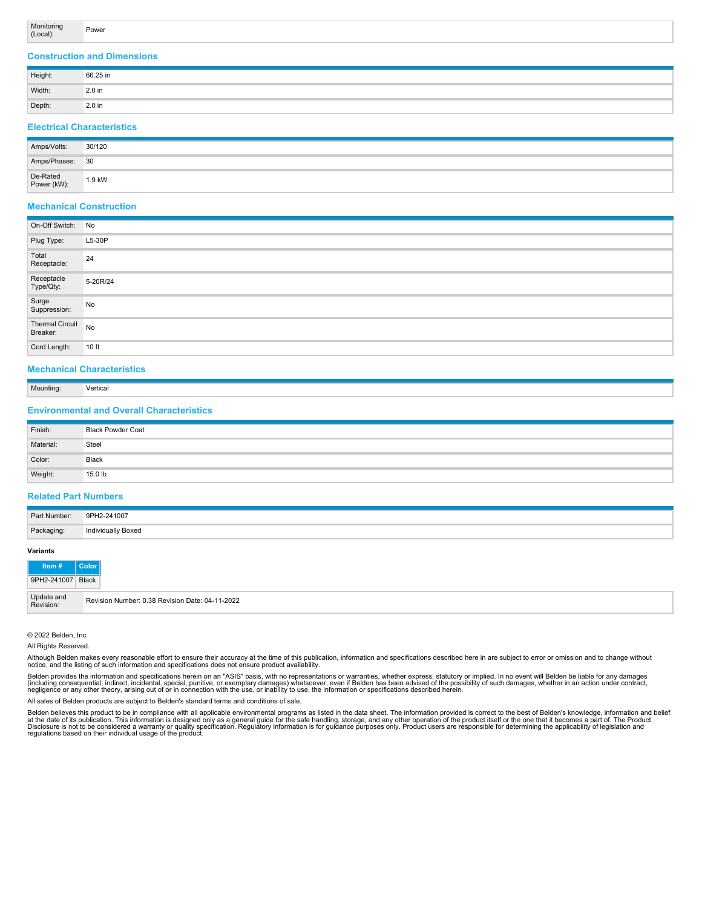| | |
|---|---|
| Monitoring (Local): | Power |

## Construction and Dimensions

| | |
|---|---|
| Height: | 66.25 in |
| Width: | 2.0 in |
| Depth: | 2.0 in |

## Electrical Characteristics

| | |
|---|---|
| Amps/Volts: | 30/120 |
| Amps/Phases: | 30 |
| De-Rated Power (kW): | 1.9 kW |

## Mechanical Construction

| | |
|---|---|
| On-Off Switch: | No |
| Plug Type: | L5-30P |
| Total Receptacle: | 24 |
| Receptacle Type/Qty: | 5-20R/24 |
| Surge Suppression: | No |
| Thermal Circuit Breaker: | No |
| Cord Length: | 10 ft |

## Mechanical Characteristics

| | |
|---|---|
| Mounting: | Vertical |

## Environmental and Overall Characteristics

| | |
|---|---|
| Finish: | Black Powder Coat |
| Material: | Steel |
| Color: | Black |
| Weight: | 15.0 lb |

## Related Part Numbers

| | |
|---|---|
| Part Number: | 9PH2-241007 |
| Packaging: | Individually Boxed |

**Variants**

| Item # | Color |
|---|---|
| 9PH2-241007 | Black |

| | |
|---|---|
| Update and Revision: | Revision Number: 0.38 Revision Date: 04-11-2022 |

© 2022 Belden, Inc

All Rights Reserved.

Although Belden makes every reasonable effort to ensure their accuracy at the time of this publication, information and specifications described here in are subject to error or omission and to change without notice, and the listing of such information and specifications does not ensure product availability.

Belden provides the information and specifications herein on an "ASIS" basis, with no representations or warranties, whether express, statutory or implied. In no event will Belden be liable for any damages (including consequential, indirect, incidental, special, punitive, or exemplary damages) whatsoever, even if Belden has been advised of the possibility of such damages, whether in an action under contract, negligence or any other theory, arising out of or in connection with the use, or inability to use, the information or specifications described herein.

All sales of Belden products are subject to Belden's standard terms and conditions of sale.

Belden believes this product to be in compliance with all applicable environmental programs as listed in the data sheet. The information provided is correct to the best of Belden's knowledge, information and belief at the date of its publication. This information is designed only as a general guide for the safe handling, storage, and any other operation of the product itself or the one that it becomes a part of. The Product Disclosure is not to be considered a warranty or quality specification. Regulatory information is for guidance purposes only. Product users are responsible for determining the applicability of legislation and regulations based on their individual usage of the product.